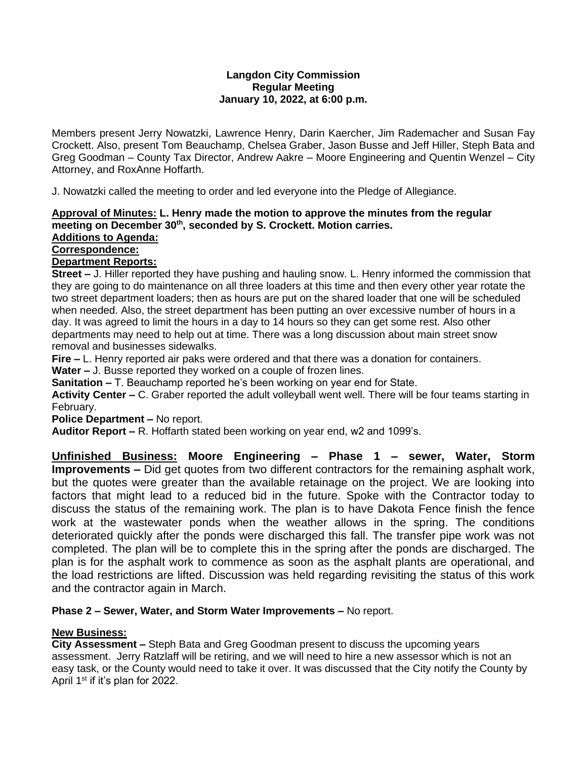**Langdon City Commission**
**Regular Meeting**
**January 10, 2022, at 6:00 p.m.**

Members present Jerry Nowatzki, Lawrence Henry, Darin Kaercher, Jim Rademacher and Susan Fay Crockett. Also, present Tom Beauchamp, Chelsea Graber, Jason Busse and Jeff Hiller, Steph Bata and Greg Goodman – County Tax Director, Andrew Aakre – Moore Engineering and Quentin Wenzel – City Attorney, and RoxAnne Hoffarth.

J. Nowatzki called the meeting to order and led everyone into the Pledge of Allegiance.

**Approval of Minutes: L. Henry made the motion to approve the minutes from the regular meeting on December 30th, seconded by S. Crockett. Motion carries.**
**Additions to Agenda:**
**Correspondence:**
**Department Reports:**

**Street –** J. Hiller reported they have pushing and hauling snow. L. Henry informed the commission that they are going to do maintenance on all three loaders at this time and then every other year rotate the two street department loaders; then as hours are put on the shared loader that one will be scheduled when needed. Also, the street department has been putting an over excessive number of hours in a day. It was agreed to limit the hours in a day to 14 hours so they can get some rest. Also other departments may need to help out at time. There was a long discussion about main street snow removal and businesses sidewalks.

**Fire –** L. Henry reported air paks were ordered and that there was a donation for containers.

**Water –** J. Busse reported they worked on a couple of frozen lines.

**Sanitation –** T. Beauchamp reported he's been working on year end for State.

**Activity Center –** C. Graber reported the adult volleyball went well. There will be four teams starting in February.

**Police Department –** No report.

**Auditor Report –** R. Hoffarth stated been working on year end, w2 and 1099's.

**Unfinished Business: Moore Engineering – Phase 1 – sewer, Water, Storm Improvements –** Did get quotes from two different contractors for the remaining asphalt work, but the quotes were greater than the available retainage on the project. We are looking into factors that might lead to a reduced bid in the future. Spoke with the Contractor today to discuss the status of the remaining work. The plan is to have Dakota Fence finish the fence work at the wastewater ponds when the weather allows in the spring. The conditions deteriorated quickly after the ponds were discharged this fall. The transfer pipe work was not completed. The plan will be to complete this in the spring after the ponds are discharged. The plan is for the asphalt work to commence as soon as the asphalt plants are operational, and the load restrictions are lifted. Discussion was held regarding revisiting the status of this work and the contractor again in March.

**Phase 2 – Sewer, Water, and Storm Water Improvements –** No report.

**New Business:**

**City Assessment –** Steph Bata and Greg Goodman present to discuss the upcoming years assessment. Jerry Ratzlaff will be retiring, and we will need to hire a new assessor which is not an easy task, or the County would need to take it over. It was discussed that the City notify the County by April 1st if it's plan for 2022.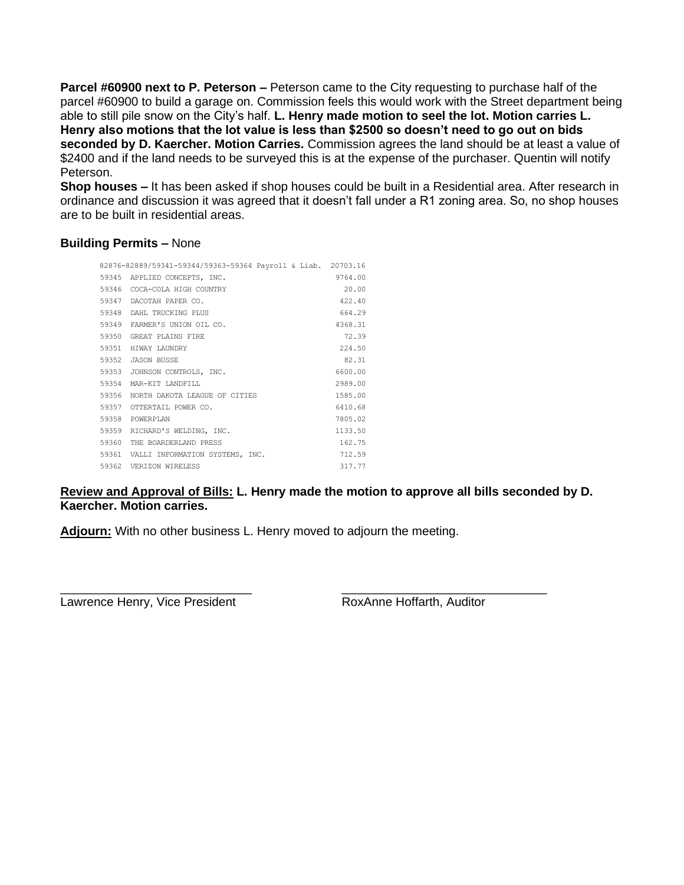**Parcel #60900 next to P. Peterson –** Peterson came to the City requesting to purchase half of the parcel #60900 to build a garage on. Commission feels this would work with the Street department being able to still pile snow on the City's half. **L. Henry made motion to seel the lot. Motion carries L. Henry also motions that the lot value is less than $2500 so doesn't need to go out on bids seconded by D. Kaercher. Motion Carries.** Commission agrees the land should be at least a value of $2400 and if the land needs to be surveyed this is at the expense of the purchaser. Quentin will notify Peterson.

**Shop houses –** It has been asked if shop houses could be built in a Residential area. After research in ordinance and discussion it was agreed that it doesn't fall under a R1 zoning area. So, no shop houses are to be built in residential areas.

**Building Permits –** None

| | | |
|---|---|---|
| 82876-82889/59341-59344/59363-59364 | Payroll & Liab. | 20703.16 |
| 59345 | APPLIED CONCEPTS, INC. | 9764.00 |
| 59346 | COCA-COLA HIGH COUNTRY | 20.00 |
| 59347 | DACOTAH PAPER CO. | 422.40 |
| 59348 | DAHL TRUCKING PLUS | 664.29 |
| 59349 | FARMER'S UNION OIL CO. | 4368.31 |
| 59350 | GREAT PLAINS FIRE | 72.39 |
| 59351 | HIWAY LAUNDRY | 224.50 |
| 59352 | JASON BUSSE | 82.31 |
| 59353 | JOHNSON CONTROLS, INC. | 6600.00 |
| 59354 | MAR-KIT LANDFILL | 2989.00 |
| 59356 | NORTH DAKOTA LEAGUE OF CITIES | 1585.00 |
| 59357 | OTTERTAIL POWER CO. | 6410.68 |
| 59358 | POWERPLAN | 7805.02 |
| 59359 | RICHARD'S WELDING, INC. | 1133.50 |
| 59360 | THE BOARDERLAND PRESS | 162.75 |
| 59361 | VALLI INFORMATION SYSTEMS, INC. | 712.59 |
| 59362 | VERIZON WIRELESS | 317.77 |

**Review and Approval of Bills: L. Henry made the motion to approve all bills seconded by D. Kaercher. Motion carries.**

**Adjourn:** With no other business L. Henry moved to adjourn the meeting.

\_\_\_\_\_\_\_\_\_\_\_\_\_\_\_\_\_\_\_\_\_\_\_\_\_\_\_\_
Lawrence Henry, Vice President

\_\_\_\_\_\_\_\_\_\_\_\_\_\_\_\_\_\_\_\_\_\_\_\_\_\_\_\_\_\_
RoxAnne Hoffarth, Auditor